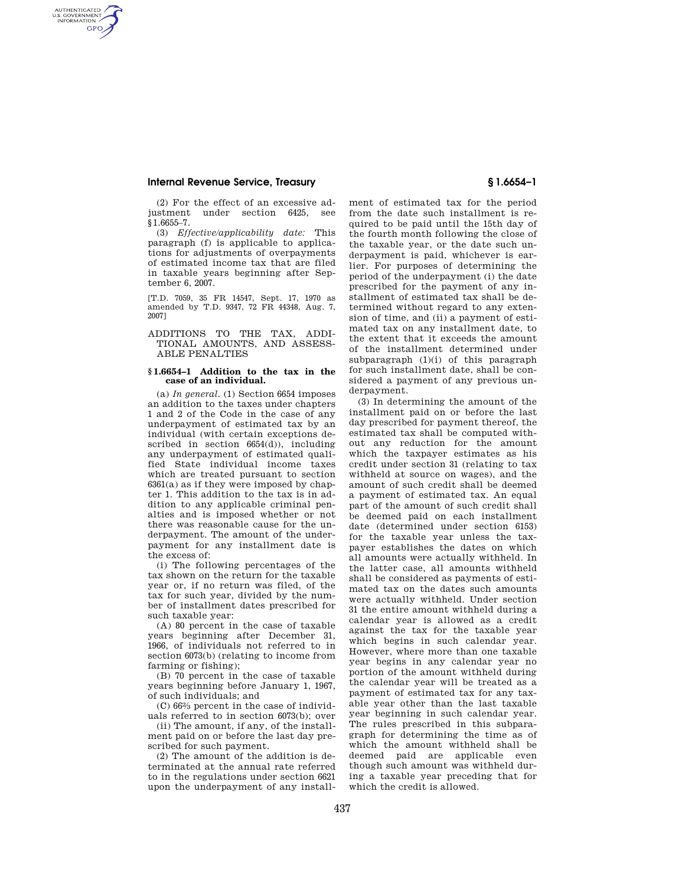(2) For the effect of an excessive adjustment under section 6425, see §1.6655–7.

(3) *Effective/applicability date:* This paragraph (f) is applicable to applications for adjustments of overpayments of estimated income tax that are filed in taxable years beginning after September 6, 2007.

[T.D. 7059, 35 FR 14547, Sept. 17, 1970 as amended by T.D. 9347, 72 FR 44348, Aug. 7, 2007]

## ADDITIONS TO THE TAX, ADDITIONAL AMOUNTS, AND ASSESSABLE PENALTIES

### §1.6654–1 Addition to the tax in the case of an individual.

(a) *In general.* (1) Section 6654 imposes an addition to the taxes under chapters 1 and 2 of the Code in the case of any underpayment of estimated tax by an individual (with certain exceptions described in section 6654(d)), including any underpayment of estimated qualified State individual income taxes which are treated pursuant to section 6361(a) as if they were imposed by chapter 1. This addition to the tax is in addition to any applicable criminal penalties and is imposed whether or not there was reasonable cause for the underpayment. The amount of the underpayment for any installment date is the excess of:

(i) The following percentages of the tax shown on the return for the taxable year or, if no return was filed, of the tax for such year, divided by the number of installment dates prescribed for such taxable year:

(A) 80 percent in the case of taxable years beginning after December 31, 1966, of individuals not referred to in section 6073(b) (relating to income from farming or fishing);

(B) 70 percent in the case of taxable years beginning before January 1, 1967, of such individuals; and

(C) 66⅔ percent in the case of individuals referred to in section 6073(b); over

(ii) The amount, if any, of the installment paid on or before the last day prescribed for such payment.

(2) The amount of the addition is determinated at the annual rate referred to in the regulations under section 6621 upon the underpayment of any installment of estimated tax for the period from the date such installment is required to be paid until the 15th day of the fourth month following the close of the taxable year, or the date such underpayment is paid, whichever is earlier. For purposes of determining the period of the underpayment (i) the date prescribed for the payment of any installment of estimated tax shall be determined without regard to any extension of time, and (ii) a payment of estimated tax on any installment date, to the extent that it exceeds the amount of the installment determined under subparagraph (1)(i) of this paragraph for such installment date, shall be considered a payment of any previous underpayment.

(3) In determining the amount of the installment paid on or before the last day prescribed for payment thereof, the estimated tax shall be computed without any reduction for the amount which the taxpayer estimates as his credit under section 31 (relating to tax withheld at source on wages), and the amount of such credit shall be deemed a payment of estimated tax. An equal part of the amount of such credit shall be deemed paid on each installment date (determined under section 6153) for the taxable year unless the taxpayer establishes the dates on which all amounts were actually withheld. In the latter case, all amounts withheld shall be considered as payments of estimated tax on the dates such amounts were actually withheld. Under section 31 the entire amount withheld during a calendar year is allowed as a credit against the tax for the taxable year which begins in such calendar year. However, where more than one taxable year begins in any calendar year no portion of the amount withheld during the calendar year will be treated as a payment of estimated tax for any taxable year other than the last taxable year beginning in such calendar year. The rules prescribed in this subparagraph for determining the time as of which the amount withheld shall be deemed paid are applicable even though such amount was withheld during a taxable year preceding that for which the credit is allowed.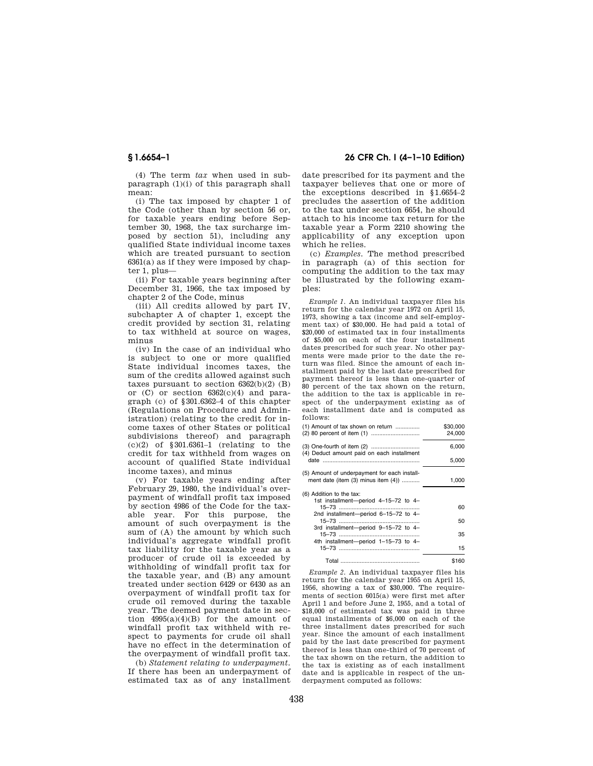(4) The term *tax* when used in subparagraph (1)(i) of this paragraph shall mean:

(i) The tax imposed by chapter 1 of the Code (other than by section 56 or, for taxable years ending before September 30, 1968, the tax surcharge imposed by section 51), including any qualified State individual income taxes which are treated pursuant to section 6361(a) as if they were imposed by chapter 1, plus—

(ii) For taxable years beginning after December 31, 1966, the tax imposed by chapter 2 of the Code, minus

(iii) All credits allowed by part IV, subchapter A of chapter 1, except the credit provided by section 31, relating to tax withheld at source on wages, minus

(iv) In the case of an individual who is subject to one or more qualified State individual incomes taxes, the sum of the credits allowed against such taxes pursuant to section 6362(b)(2) (B) or (C) or section 6362(c)(4) and paragraph (c) of §301.6362–4 of this chapter (Regulations on Procedure and Administration) (relating to the credit for income taxes of other States or political subdivisions thereof) and paragraph (c)(2) of §301.6361–1 (relating to the credit for tax withheld from wages on account of qualified State individual income taxes), and minus

(v) For taxable years ending after February 29, 1980, the individual's overpayment of windfall profit tax imposed by section 4986 of the Code for the taxable year. For this purpose, the amount of such overpayment is the sum of (A) the amount by which such individual's aggregate windfall profit tax liability for the taxable year as a producer of crude oil is exceeded by withholding of windfall profit tax for the taxable year, and (B) any amount treated under section 6429 or 6430 as an overpayment of windfall profit tax for crude oil removed during the taxable year. The deemed payment date in section 4995(a)(4)(B) for the amount of windfall profit tax withheld with respect to payments for crude oil shall have no effect in the determination of the overpayment of windfall profit tax.

(b) *Statement relating to underpayment.* If there has been an underpayment of estimated tax as of any installment date prescribed for its payment and the taxpayer believes that one or more of the exceptions described in §1.6654–2 precludes the assertion of the addition to the tax under section 6654, he should attach to his income tax return for the taxable year a Form 2210 showing the applicability of any exception upon which he relies.

(c) *Examples.* The method prescribed in paragraph (a) of this section for computing the addition to the tax may be illustrated by the following examples:

*Example 1.* An individual taxpayer files his return for the calendar year 1972 on April 15, 1973, showing a tax (income and self-employment tax) of $30,000. He had paid a total of $20,000 of estimated tax in four installments of $5,000 on each of the four installment dates prescribed for such year. No other payments were made prior to the date the return was filed. Since the amount of each installment paid by the last date prescribed for payment thereof is less than one-quarter of 80 percent of the tax shown on the return, the addition to the tax is applicable in respect of the underpayment existing as of each installment date and is computed as follows:

| | |
|---|---|
| (1) Amount of tax shown on return | $30,000 |
| (2) 80 percent of item (1) | 24,000 |
| (3) One-fourth of item (2) | 6,000 |
| (4) Deduct amount paid on each installment date | 5,000 |
| (5) Amount of underpayment for each installment date (item (3) minus item (4)) | 1,000 |
| (6) Addition to the tax: | |
| 1st installment—period 4–15–72 to 4–15–73 | 60 |
| 2nd installment—period 6–15–72 to 4–15–73 | 50 |
| 3rd installment—period 9–15–72 to 4–15–73 | 35 |
| 4th installment—period 1–15–73 to 4–15–73 | 15 |
| Total | $160 |

*Example 2.* An individual taxpayer files his return for the calendar year 1955 on April 15, 1956, showing a tax of $30,000. The requirements of section 6015(a) were first met after April 1 and before June 2, 1955, and a total of $18,000 of estimated tax was paid in three equal installments of $6,000 on each of the three installment dates prescribed for such year. Since the amount of each installment paid by the last date prescribed for payment thereof is less than one-third of 70 percent of the tax shown on the return, the addition to the tax is existing as of each installment date and is applicable in respect of the underpayment computed as follows: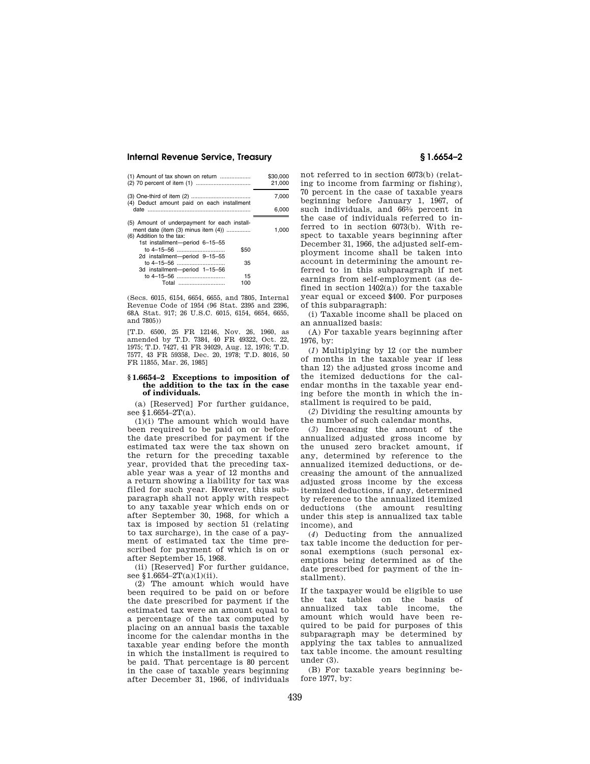| | | |
|---|---|---|
| (1) Amount of tax shown on return | | $30,000 |
| (2) 70 percent of item (1) | | 21,000 |
| (3) One-third of item (2) | | 7,000 |
| (4) Deduct amount paid on each installment date | | 6,000 |
| (5) Amount of underpayment for each installment date (item (3) minus item (4)) | | 1,000 |
| (6) Addition to the tax: | | |
| 1st installment—period 6–15–55 to 4–15–56 | $50 | |
| 2d installment—period 9–15–55 to 4–15–56 | 35 | |
| 3d installment—period 1–15–56 to 4–15–56 | 15 | |
| Total | 100 | |

(Secs. 6015, 6154, 6654, 6655, and 7805, Internal Revenue Code of 1954 (96 Stat. 2395 and 2396, 68A Stat. 917; 26 U.S.C. 6015, 6154, 6654, 6655, and 7805))

[T.D. 6500, 25 FR 12146, Nov. 26, 1960, as amended by T.D. 7384, 40 FR 49322, Oct. 22, 1975; T.D. 7427, 41 FR 34029, Aug. 12, 1976; T.D. 7577, 43 FR 59358, Dec. 20, 1978; T.D. 8016, 50 FR 11855, Mar. 26, 1985]

### § 1.6654–2 Exceptions to imposition of the addition to the tax in the case of individuals.

(a) [Reserved] For further guidance, see § 1.6654–2T(a).

(1)(i) The amount which would have been required to be paid on or before the date prescribed for payment if the estimated tax were the tax shown on the return for the preceding taxable year, provided that the preceding taxable year was a year of 12 months and a return showing a liability for tax was filed for such year. However, this subparagraph shall not apply with respect to any taxable year which ends on or after September 30, 1968, for which a tax is imposed by section 51 (relating to tax surcharge), in the case of a payment of estimated tax the time prescribed for payment of which is on or after September 15, 1968.

(ii) [Reserved] For further guidance, see § 1.6654–2T(a)(1)(ii).

(2) The amount which would have been required to be paid on or before the date prescribed for payment if the estimated tax were an amount equal to a percentage of the tax computed by placing on an annual basis the taxable income for the calendar months in the taxable year ending before the month in which the installment is required to be paid. That percentage is 80 percent in the case of taxable years beginning after December 31, 1966, of individuals not referred to in section 6073(b) (relating to income from farming or fishing), 70 percent in the case of taxable years beginning before January 1, 1967, of such individuals, and 66⅔ percent in the case of individuals referred to in section 6073(b). With respect to taxable years beginning after December 31, 1966, the adjusted self-employment income shall be taken into account in determining the amount referred to in this subparagraph if net earnings from self-employment (as defined in section 1402(a)) for the taxable year equal or exceed $400. For purposes of this subparagraph:

(i) Taxable income shall be placed on an annualized basis:

(A) For taxable years beginning after 1976, by:

(*1*) Multiplying by 12 (or the number of months in the taxable year if less than 12) the adjusted gross income and the itemized deductions for the calendar months in the taxable year ending before the month in which the installment is required to be paid,

(*2*) Dividing the resulting amounts by the number of such calendar months,

(*3*) Increasing the amount of the annualized adjusted gross income by the unused zero bracket amount, if any, determined by reference to the annualized itemized deductions, or decreasing the amount of the annualized adjusted gross income by the excess itemized deductions, if any, determined by reference to the annualized itemized deductions (the amount resulting under this step is annualized tax table income), and

(*4*) Deducting from the annualized tax table income the deduction for personal exemptions (such personal exemptions being determined as of the date prescribed for payment of the installment).

If the taxpayer would be eligible to use the tax tables on the basis of annualized tax table income, the amount which would have been required to be paid for purposes of this subparagraph may be determined by applying the tax tables to annualized tax table income. the amount resulting under (3).

(B) For taxable years beginning before 1977, by: